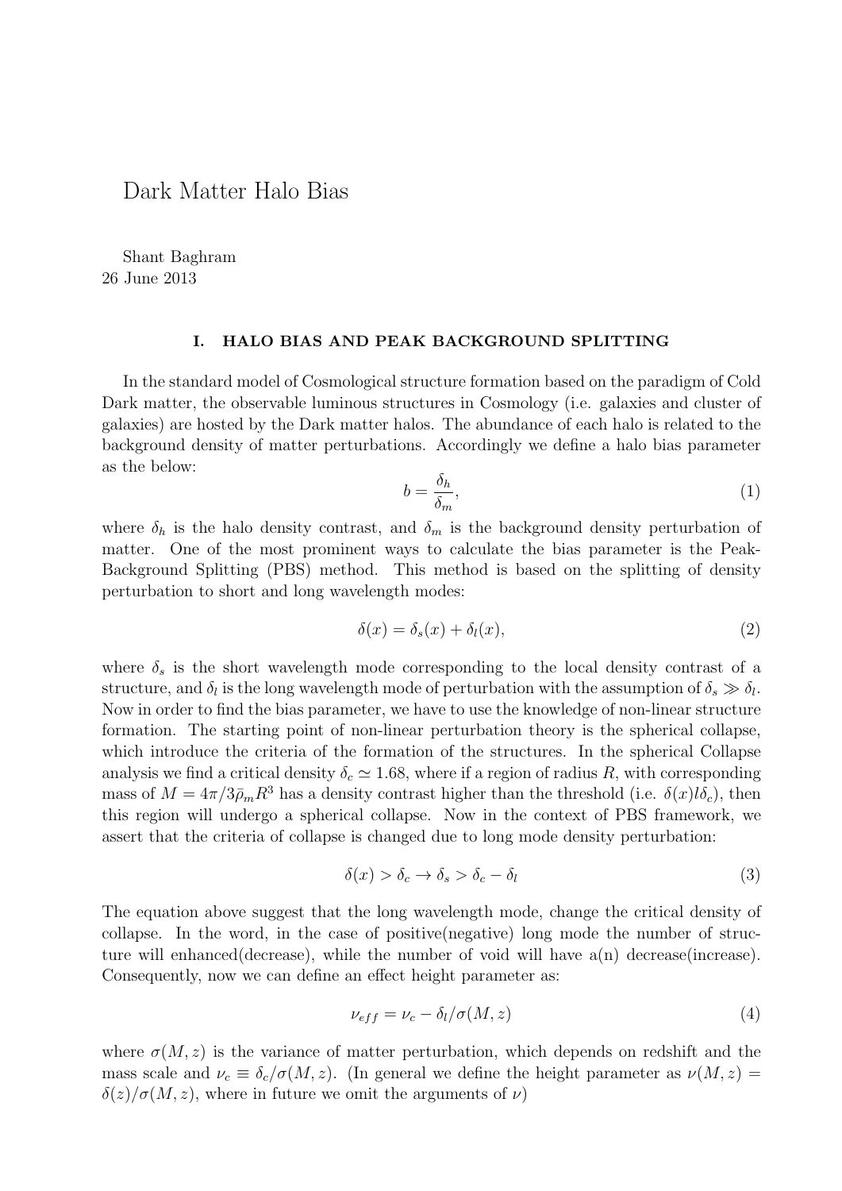# Dark Matter Halo Bias

Shant Baghram
26 June 2013

## I. HALO BIAS AND PEAK BACKGROUND SPLITTING

In the standard model of Cosmological structure formation based on the paradigm of Cold Dark matter, the observable luminous structures in Cosmology (i.e. galaxies and cluster of galaxies) are hosted by the Dark matter halos. The abundance of each halo is related to the background density of matter perturbations. Accordingly we define a halo bias parameter as the below:

$$b = \frac{\delta_h}{\delta_m}, \tag{1}$$

where $\delta_h$ is the halo density contrast, and $\delta_m$ is the background density perturbation of matter. One of the most prominent ways to calculate the bias parameter is the Peak-Background Splitting (PBS) method. This method is based on the splitting of density perturbation to short and long wavelength modes:

$$\delta(x) = \delta_s(x) + \delta_l(x), \tag{2}$$

where $\delta_s$ is the short wavelength mode corresponding to the local density contrast of a structure, and $\delta_l$ is the long wavelength mode of perturbation with the assumption of $\delta_s \gg \delta_l$. Now in order to find the bias parameter, we have to use the knowledge of non-linear structure formation. The starting point of non-linear perturbation theory is the spherical collapse, which introduce the criteria of the formation of the structures. In the spherical Collapse analysis we find a critical density $\delta_c \simeq 1.68$, where if a region of radius $R$, with corresponding mass of $M = 4\pi/3\bar{\rho}_m R^3$ has a density contrast higher than the threshold (i.e. $\delta(x) l \delta_c$), then this region will undergo a spherical collapse. Now in the context of PBS framework, we assert that the criteria of collapse is changed due to long mode density perturbation:

$$\delta(x) > \delta_c \rightarrow \delta_s > \delta_c - \delta_l \tag{3}$$

The equation above suggest that the long wavelength mode, change the critical density of collapse. In the word, in the case of positive(negative) long mode the number of structure will enhanced(decrease), while the number of void will have a(n) decrease(increase). Consequently, now we can define an effect height parameter as:

$$\nu_{eff} = \nu_c - \delta_l/\sigma(M, z) \tag{4}$$

where $\sigma(M, z)$ is the variance of matter perturbation, which depends on redshift and the mass scale and $\nu_c \equiv \delta_c/\sigma(M, z)$. (In general we define the height parameter as $\nu(M, z) = \delta(z)/\sigma(M, z)$, where in future we omit the arguments of $\nu$)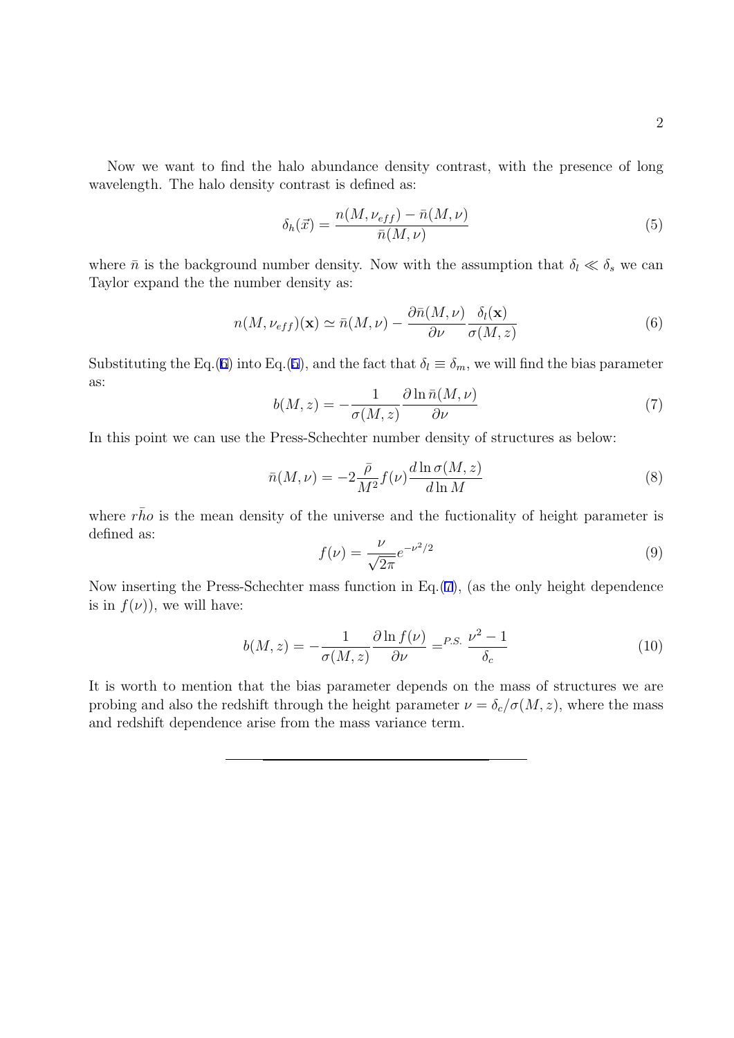Now we want to find the halo abundance density contrast, with the presence of long wavelength. The halo density contrast is defined as:

$$\delta_h(\vec{x}) = \frac{n(M, \nu_{eff}) - \bar{n}(M, \nu)}{\bar{n}(M, \nu)} \tag{5}$$

where $\bar{n}$ is the background number density. Now with the assumption that $\delta_l \ll \delta_s$ we can Taylor expand the the number density as:

$$n(M, \nu_{eff})(\mathbf{x}) \simeq \bar{n}(M, \nu) - \frac{\partial \bar{n}(M, \nu)}{\partial \nu} \frac{\delta_l(\mathbf{x})}{\sigma(M, z)} \tag{6}$$

Substituting the Eq.(6) into Eq.(5), and the fact that $\delta_l \equiv \delta_m$, we will find the bias parameter as:

$$b(M, z) = -\frac{1}{\sigma(M, z)} \frac{\partial \ln \bar{n}(M, \nu)}{\partial \nu} \tag{7}$$

In this point we can use the Press-Schechter number density of structures as below:

$$\bar{n}(M, \nu) = -2\frac{\bar{\rho}}{M^2} f(\nu) \frac{d \ln \sigma(M, z)}{d \ln M} \tag{8}$$

where $r\bar{h}o$ is the mean density of the universe and the fuctionality of height parameter is defined as:

$$f(\nu) = \frac{\nu}{\sqrt{2\pi}} e^{-\nu^2/2} \tag{9}$$

Now inserting the Press-Schechter mass function in Eq.(7), (as the only height dependence is in $f(\nu)$), we will have:

$$b(M, z) = -\frac{1}{\sigma(M, z)} \frac{\partial \ln f(\nu)}{\partial \nu} =^{P.S.} \frac{\nu^2 - 1}{\delta_c} \tag{10}$$

It is worth to mention that the bias parameter depends on the mass of structures we are probing and also the redshift through the height parameter $\nu = \delta_c / \sigma(M, z)$, where the mass and redshift dependence arise from the mass variance term.